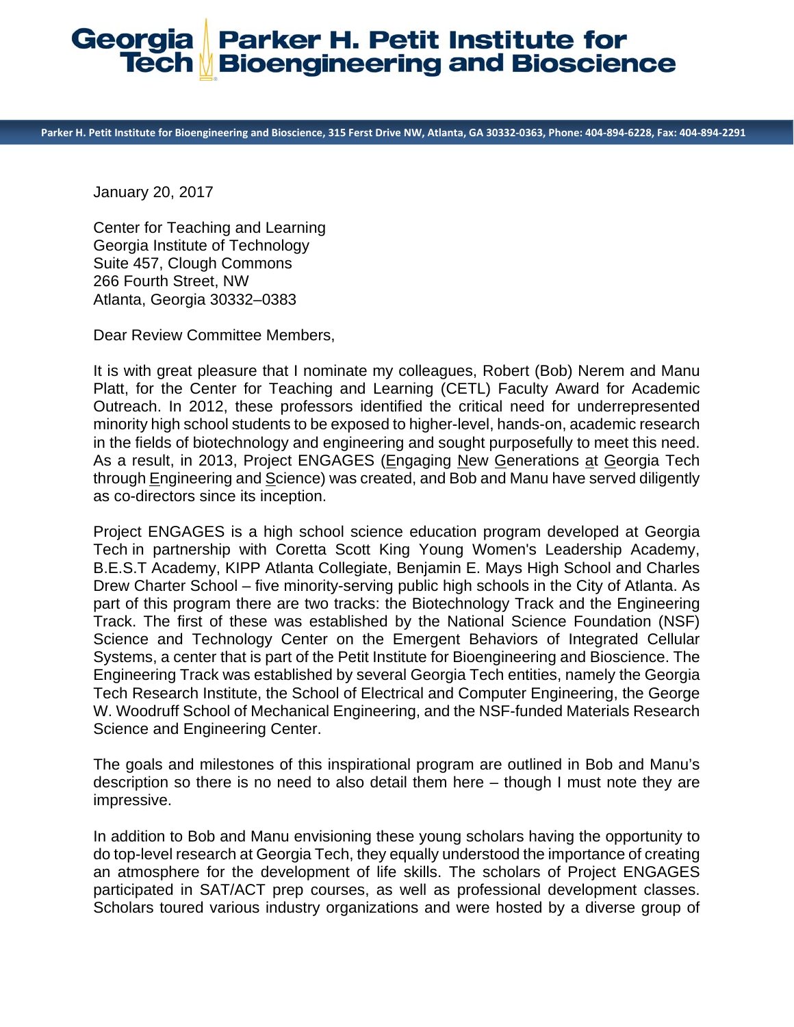# Georgia Tech | Parker H. Petit Institute for Bioengineering and Bioscience

Parker H. Petit Institute for Bioengineering and Bioscience, 315 Ferst Drive NW, Atlanta, GA 30332-0363, Phone: 404-894-6228, Fax: 404-894-2291

January 20, 2017

Center for Teaching and Learning
Georgia Institute of Technology
Suite 457, Clough Commons
266 Fourth Street, NW
Atlanta, Georgia 30332–0383

Dear Review Committee Members,

It is with great pleasure that I nominate my colleagues, Robert (Bob) Nerem and Manu Platt, for the Center for Teaching and Learning (CETL) Faculty Award for Academic Outreach. In 2012, these professors identified the critical need for underrepresented minority high school students to be exposed to higher-level, hands-on, academic research in the fields of biotechnology and engineering and sought purposefully to meet this need. As a result, in 2013, Project ENGAGES (Engaging New Generations at Georgia Tech through Engineering and Science) was created, and Bob and Manu have served diligently as co-directors since its inception.

Project ENGAGES is a high school science education program developed at Georgia Tech in partnership with Coretta Scott King Young Women's Leadership Academy, B.E.S.T Academy, KIPP Atlanta Collegiate, Benjamin E. Mays High School and Charles Drew Charter School – five minority-serving public high schools in the City of Atlanta. As part of this program there are two tracks: the Biotechnology Track and the Engineering Track. The first of these was established by the National Science Foundation (NSF) Science and Technology Center on the Emergent Behaviors of Integrated Cellular Systems, a center that is part of the Petit Institute for Bioengineering and Bioscience. The Engineering Track was established by several Georgia Tech entities, namely the Georgia Tech Research Institute, the School of Electrical and Computer Engineering, the George W. Woodruff School of Mechanical Engineering, and the NSF-funded Materials Research Science and Engineering Center.

The goals and milestones of this inspirational program are outlined in Bob and Manu's description so there is no need to also detail them here – though I must note they are impressive.

In addition to Bob and Manu envisioning these young scholars having the opportunity to do top-level research at Georgia Tech, they equally understood the importance of creating an atmosphere for the development of life skills. The scholars of Project ENGAGES participated in SAT/ACT prep courses, as well as professional development classes. Scholars toured various industry organizations and were hosted by a diverse group of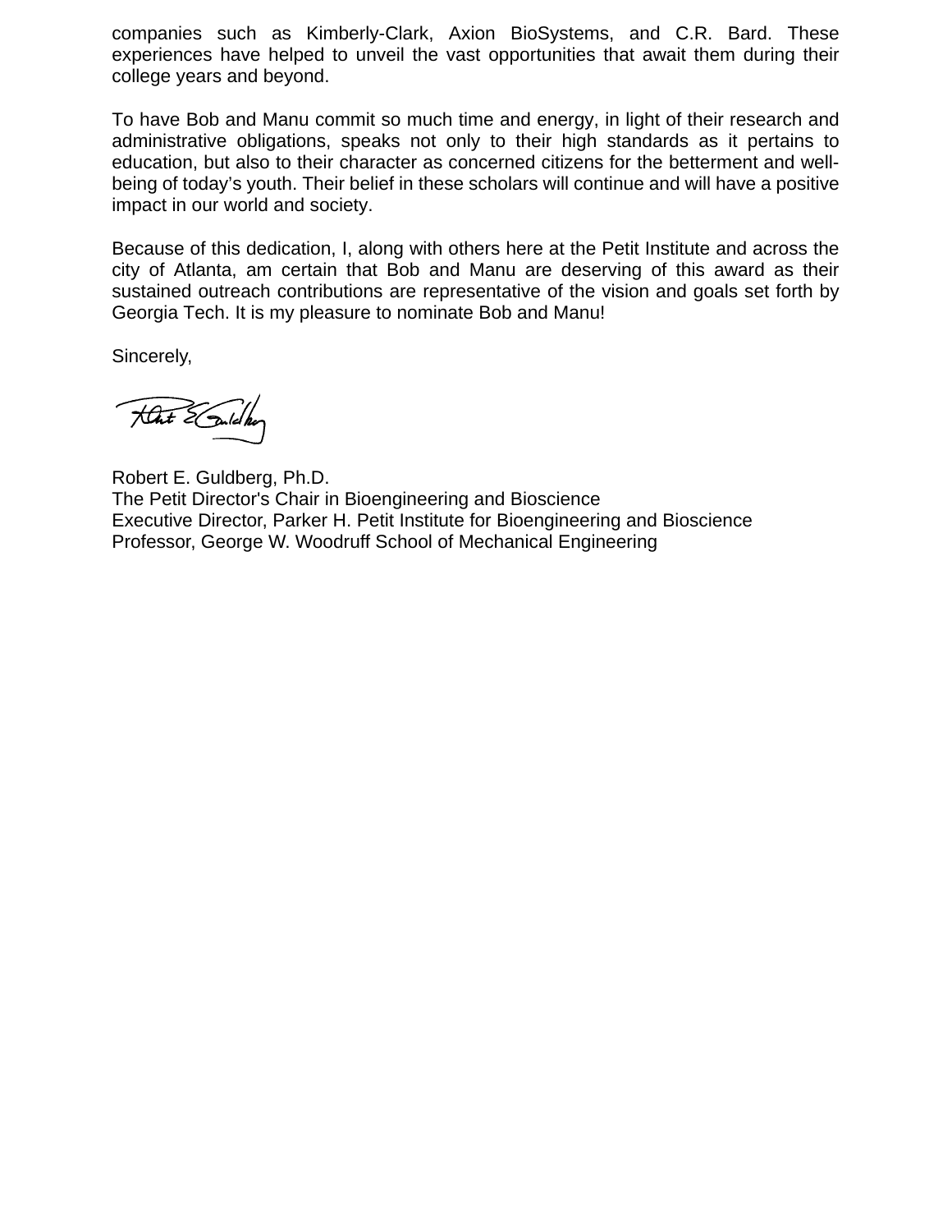companies such as Kimberly-Clark, Axion BioSystems, and C.R. Bard. These experiences have helped to unveil the vast opportunities that await them during their college years and beyond.

To have Bob and Manu commit so much time and energy, in light of their research and administrative obligations, speaks not only to their high standards as it pertains to education, but also to their character as concerned citizens for the betterment and well-being of today's youth. Their belief in these scholars will continue and will have a positive impact in our world and society.

Because of this dedication, I, along with others here at the Petit Institute and across the city of Atlanta, am certain that Bob and Manu are deserving of this award as their sustained outreach contributions are representative of the vision and goals set forth by Georgia Tech. It is my pleasure to nominate Bob and Manu!

Sincerely,

Robert E. Guldberg, Ph.D.
The Petit Director's Chair in Bioengineering and Bioscience
Executive Director, Parker H. Petit Institute for Bioengineering and Bioscience
Professor, George W. Woodruff School of Mechanical Engineering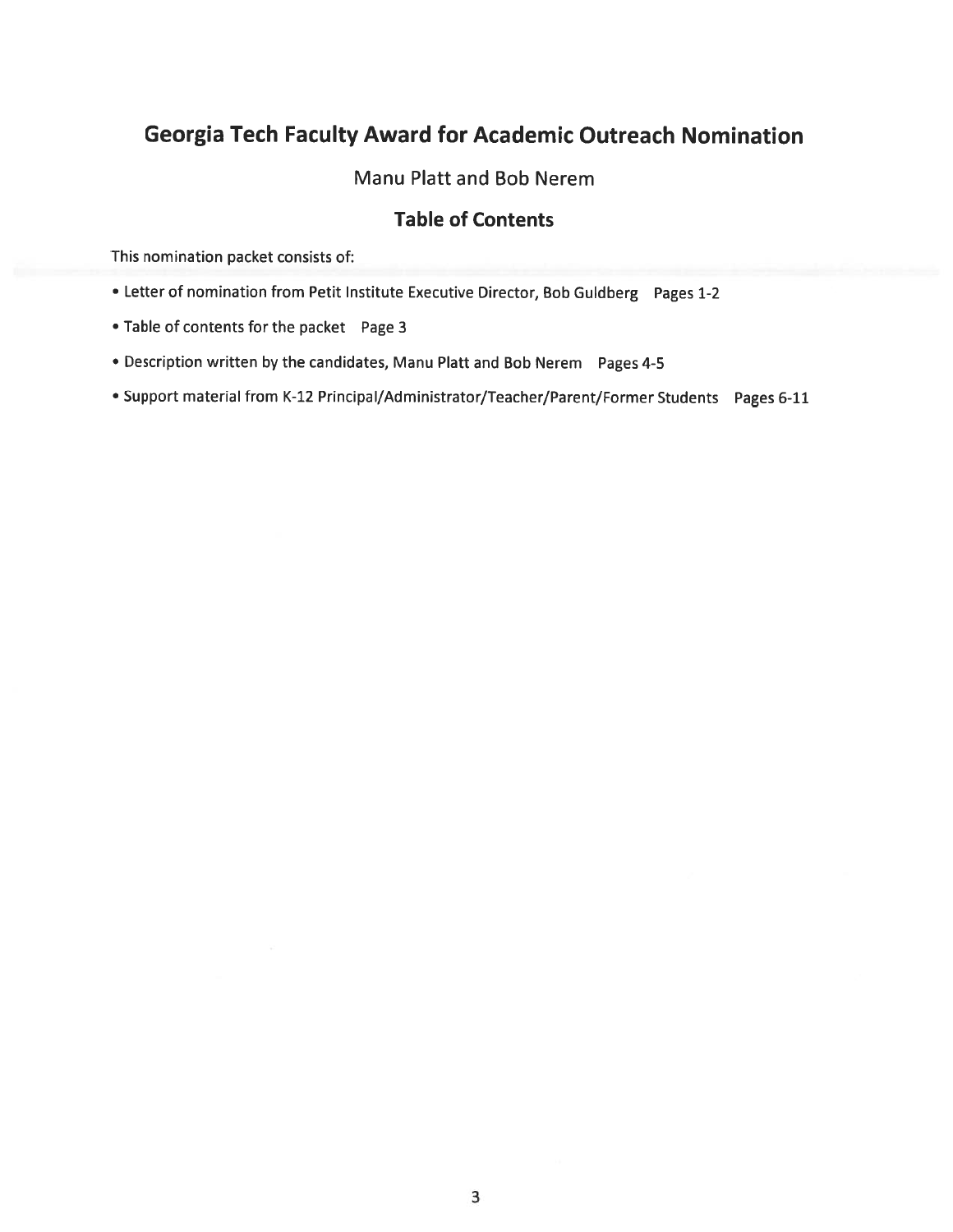# Georgia Tech Faculty Award for Academic Outreach Nomination

Manu Platt and Bob Nerem

## Table of Contents

This nomination packet consists of:

- Letter of nomination from Petit Institute Executive Director, Bob Guldberg   Pages 1-2
- Table of contents for the packet   Page 3
- Description written by the candidates, Manu Platt and Bob Nerem   Pages 4-5
- Support material from K-12 Principal/Administrator/Teacher/Parent/Former Students   Pages 6-11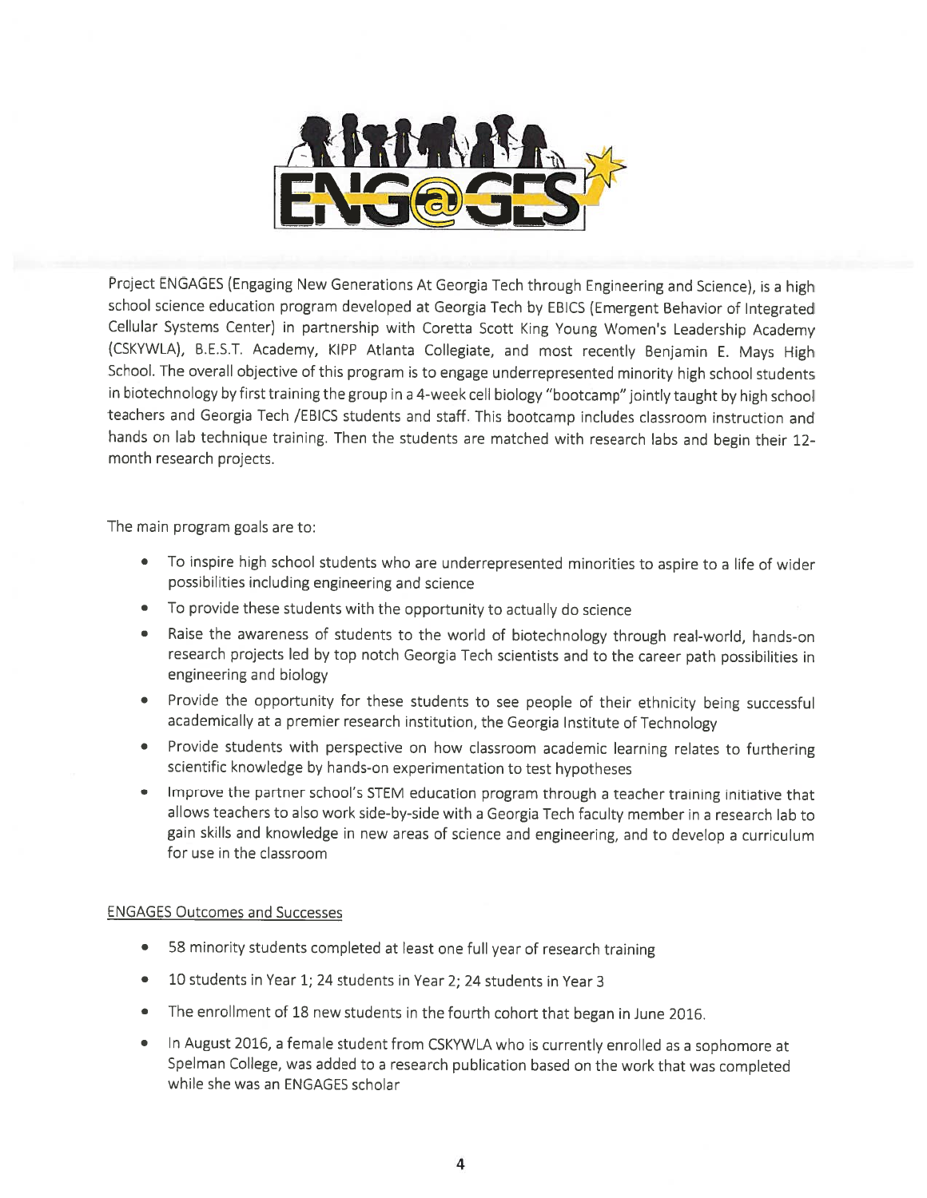Project ENGAGES (Engaging New Generations At Georgia Tech through Engineering and Science), is a high school science education program developed at Georgia Tech by EBICS (Emergent Behavior of Integrated Cellular Systems Center) in partnership with Coretta Scott King Young Women's Leadership Academy (CSKYWLA), B.E.S.T. Academy, KIPP Atlanta Collegiate, and most recently Benjamin E. Mays High School. The overall objective of this program is to engage underrepresented minority high school students in biotechnology by first training the group in a 4-week cell biology "bootcamp" jointly taught by high school teachers and Georgia Tech /EBICS students and staff. This bootcamp includes classroom instruction and hands on lab technique training. Then the students are matched with research labs and begin their 12-month research projects.

The main program goals are to:

- To inspire high school students who are underrepresented minorities to aspire to a life of wider possibilities including engineering and science
- To provide these students with the opportunity to actually do science
- Raise the awareness of students to the world of biotechnology through real-world, hands-on research projects led by top notch Georgia Tech scientists and to the career path possibilities in engineering and biology
- Provide the opportunity for these students to see people of their ethnicity being successful academically at a premier research institution, the Georgia Institute of Technology
- Provide students with perspective on how classroom academic learning relates to furthering scientific knowledge by hands-on experimentation to test hypotheses
- Improve the partner school's STEM education program through a teacher training initiative that allows teachers to also work side-by-side with a Georgia Tech faculty member in a research lab to gain skills and knowledge in new areas of science and engineering, and to develop a curriculum for use in the classroom

ENGAGES Outcomes and Successes

- 58 minority students completed at least one full year of research training
- 10 students in Year 1; 24 students in Year 2; 24 students in Year 3
- The enrollment of 18 new students in the fourth cohort that began in June 2016.
- In August 2016, a female student from CSKYWLA who is currently enrolled as a sophomore at Spelman College, was added to a research publication based on the work that was completed while she was an ENGAGES scholar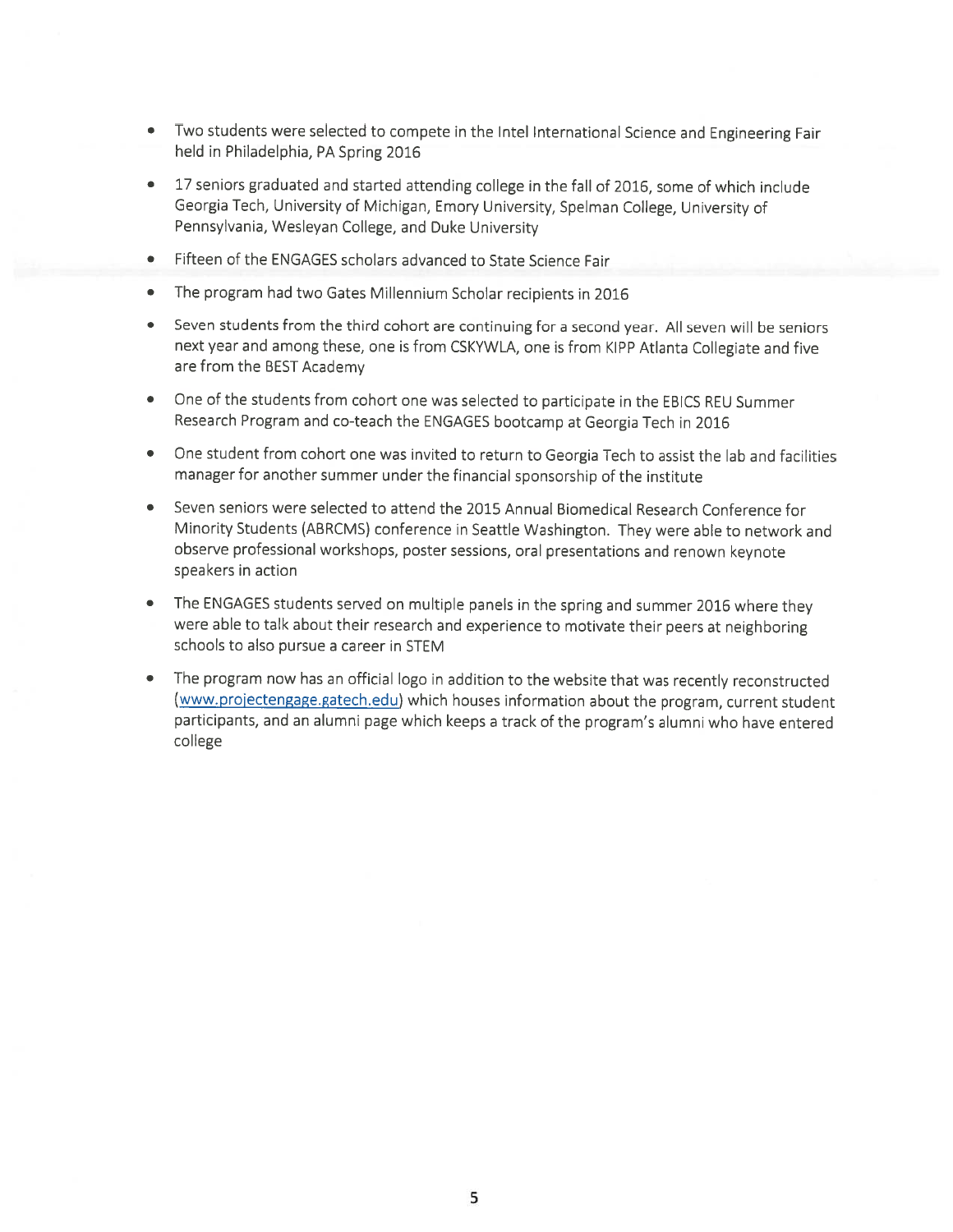- Two students were selected to compete in the Intel International Science and Engineering Fair held in Philadelphia, PA Spring 2016
- 17 seniors graduated and started attending college in the fall of 2016, some of which include Georgia Tech, University of Michigan, Emory University, Spelman College, University of Pennsylvania, Wesleyan College, and Duke University
- Fifteen of the ENGAGES scholars advanced to State Science Fair
- The program had two Gates Millennium Scholar recipients in 2016
- Seven students from the third cohort are continuing for a second year. All seven will be seniors next year and among these, one is from CSKYWLA, one is from KIPP Atlanta Collegiate and five are from the BEST Academy
- One of the students from cohort one was selected to participate in the EBICS REU Summer Research Program and co-teach the ENGAGES bootcamp at Georgia Tech in 2016
- One student from cohort one was invited to return to Georgia Tech to assist the lab and facilities manager for another summer under the financial sponsorship of the institute
- Seven seniors were selected to attend the 2015 Annual Biomedical Research Conference for Minority Students (ABRCMS) conference in Seattle Washington. They were able to network and observe professional workshops, poster sessions, oral presentations and renown keynote speakers in action
- The ENGAGES students served on multiple panels in the spring and summer 2016 where they were able to talk about their research and experience to motivate their peers at neighboring schools to also pursue a career in STEM
- The program now has an official logo in addition to the website that was recently reconstructed (www.projectengage.gatech.edu) which houses information about the program, current student participants, and an alumni page which keeps a track of the program's alumni who have entered college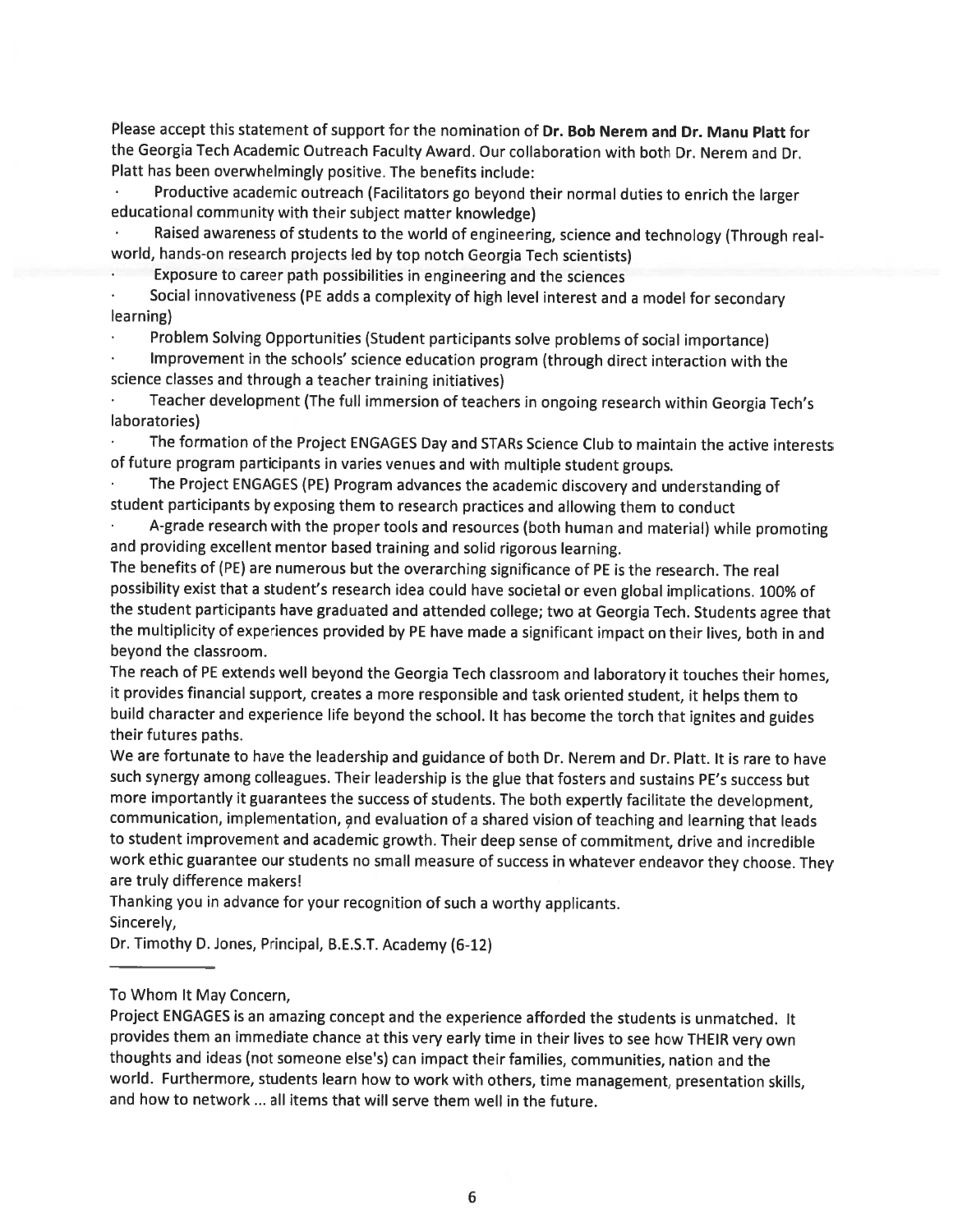Please accept this statement of support for the nomination of **Dr. Bob Nerem and Dr. Manu Platt** for the Georgia Tech Academic Outreach Faculty Award. Our collaboration with both Dr. Nerem and Dr. Platt has been overwhelmingly positive. The benefits include:

- Productive academic outreach (Facilitators go beyond their normal duties to enrich the larger educational community with their subject matter knowledge)
- Raised awareness of students to the world of engineering, science and technology (Through real-world, hands-on research projects led by top notch Georgia Tech scientists)
- Exposure to career path possibilities in engineering and the sciences
- Social innovativeness (PE adds a complexity of high level interest and a model for secondary learning)
- Problem Solving Opportunities (Student participants solve problems of social importance)
- Improvement in the schools' science education program (through direct interaction with the science classes and through a teacher training initiatives)
- Teacher development (The full immersion of teachers in ongoing research within Georgia Tech's laboratories)
- The formation of the Project ENGAGES Day and STARs Science Club to maintain the active interests of future program participants in varies venues and with multiple student groups.
- The Project ENGAGES (PE) Program advances the academic discovery and understanding of student participants by exposing them to research practices and allowing them to conduct
- A-grade research with the proper tools and resources (both human and material) while promoting and providing excellent mentor based training and solid rigorous learning.

The benefits of (PE) are numerous but the overarching significance of PE is the research. The real possibility exist that a student's research idea could have societal or even global implications. 100% of the student participants have graduated and attended college; two at Georgia Tech. Students agree that the multiplicity of experiences provided by PE have made a significant impact on their lives, both in and beyond the classroom.

The reach of PE extends well beyond the Georgia Tech classroom and laboratory it touches their homes, it provides financial support, creates a more responsible and task oriented student, it helps them to build character and experience life beyond the school. It has become the torch that ignites and guides their futures paths.

We are fortunate to have the leadership and guidance of both Dr. Nerem and Dr. Platt. It is rare to have such synergy among colleagues. Their leadership is the glue that fosters and sustains PE's success but more importantly it guarantees the success of students. The both expertly facilitate the development, communication, implementation, and evaluation of a shared vision of teaching and learning that leads to student improvement and academic growth. Their deep sense of commitment, drive and incredible work ethic guarantee our students no small measure of success in whatever endeavor they choose. They are truly difference makers!

Thanking you in advance for your recognition of such a worthy applicants.

Sincerely,

Dr. Timothy D. Jones, Principal, B.E.S.T. Academy (6-12)

---

To Whom It May Concern,

Project ENGAGES is an amazing concept and the experience afforded the students is unmatched. It provides them an immediate chance at this very early time in their lives to see how THEIR very own thoughts and ideas (not someone else's) can impact their families, communities, nation and the world. Furthermore, students learn how to work with others, time management, presentation skills, and how to network ... all items that will serve them well in the future.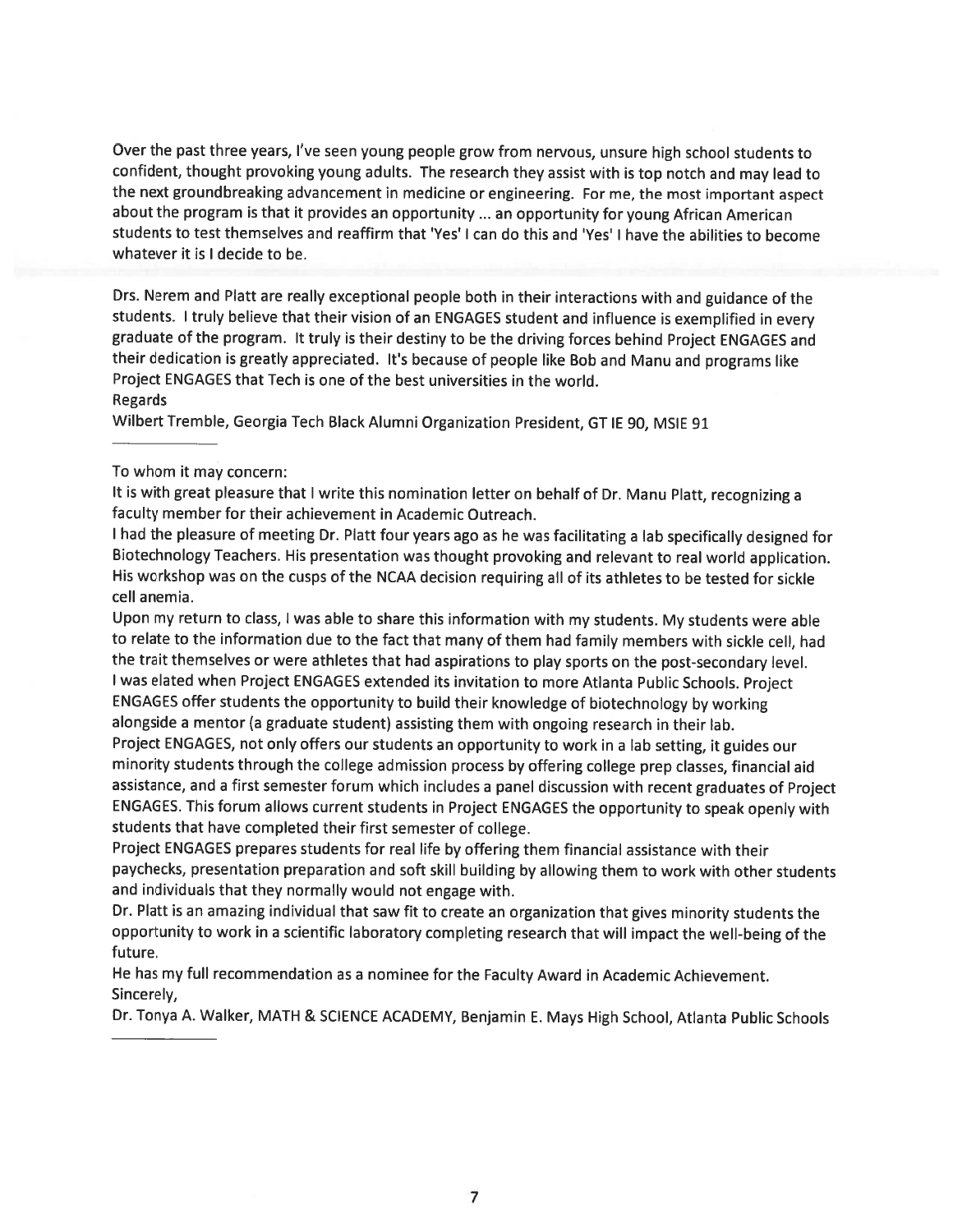Over the past three years, I've seen young people grow from nervous, unsure high school students to confident, thought provoking young adults. The research they assist with is top notch and may lead to the next groundbreaking advancement in medicine or engineering. For me, the most important aspect about the program is that it provides an opportunity ... an opportunity for young African American students to test themselves and reaffirm that 'Yes' I can do this and 'Yes' I have the abilities to become whatever it is I decide to be.

Drs. Nerem and Platt are really exceptional people both in their interactions with and guidance of the students. I truly believe that their vision of an ENGAGES student and influence is exemplified in every graduate of the program. It truly is their destiny to be the driving forces behind Project ENGAGES and their dedication is greatly appreciated. It's because of people like Bob and Manu and programs like Project ENGAGES that Tech is one of the best universities in the world.

Regards

Wilbert Tremble, Georgia Tech Black Alumni Organization President, GT IE 90, MSIE 91

---

To whom it may concern:

It is with great pleasure that I write this nomination letter on behalf of Dr. Manu Platt, recognizing a faculty member for their achievement in Academic Outreach.

I had the pleasure of meeting Dr. Platt four years ago as he was facilitating a lab specifically designed for Biotechnology Teachers. His presentation was thought provoking and relevant to real world application. His workshop was on the cusps of the NCAA decision requiring all of its athletes to be tested for sickle cell anemia.

Upon my return to class, I was able to share this information with my students. My students were able to relate to the information due to the fact that many of them had family members with sickle cell, had the trait themselves or were athletes that had aspirations to play sports on the post-secondary level.

I was elated when Project ENGAGES extended its invitation to more Atlanta Public Schools. Project ENGAGES offer students the opportunity to build their knowledge of biotechnology by working alongside a mentor (a graduate student) assisting them with ongoing research in their lab.

Project ENGAGES, not only offers our students an opportunity to work in a lab setting, it guides our minority students through the college admission process by offering college prep classes, financial aid assistance, and a first semester forum which includes a panel discussion with recent graduates of Project ENGAGES. This forum allows current students in Project ENGAGES the opportunity to speak openly with students that have completed their first semester of college.

Project ENGAGES prepares students for real life by offering them financial assistance with their paychecks, presentation preparation and soft skill building by allowing them to work with other students and individuals that they normally would not engage with.

Dr. Platt is an amazing individual that saw fit to create an organization that gives minority students the opportunity to work in a scientific laboratory completing research that will impact the well-being of the future.

He has my full recommendation as a nominee for the Faculty Award in Academic Achievement.

Sincerely,

Dr. Tonya A. Walker, MATH & SCIENCE ACADEMY, Benjamin E. Mays High School, Atlanta Public Schools

---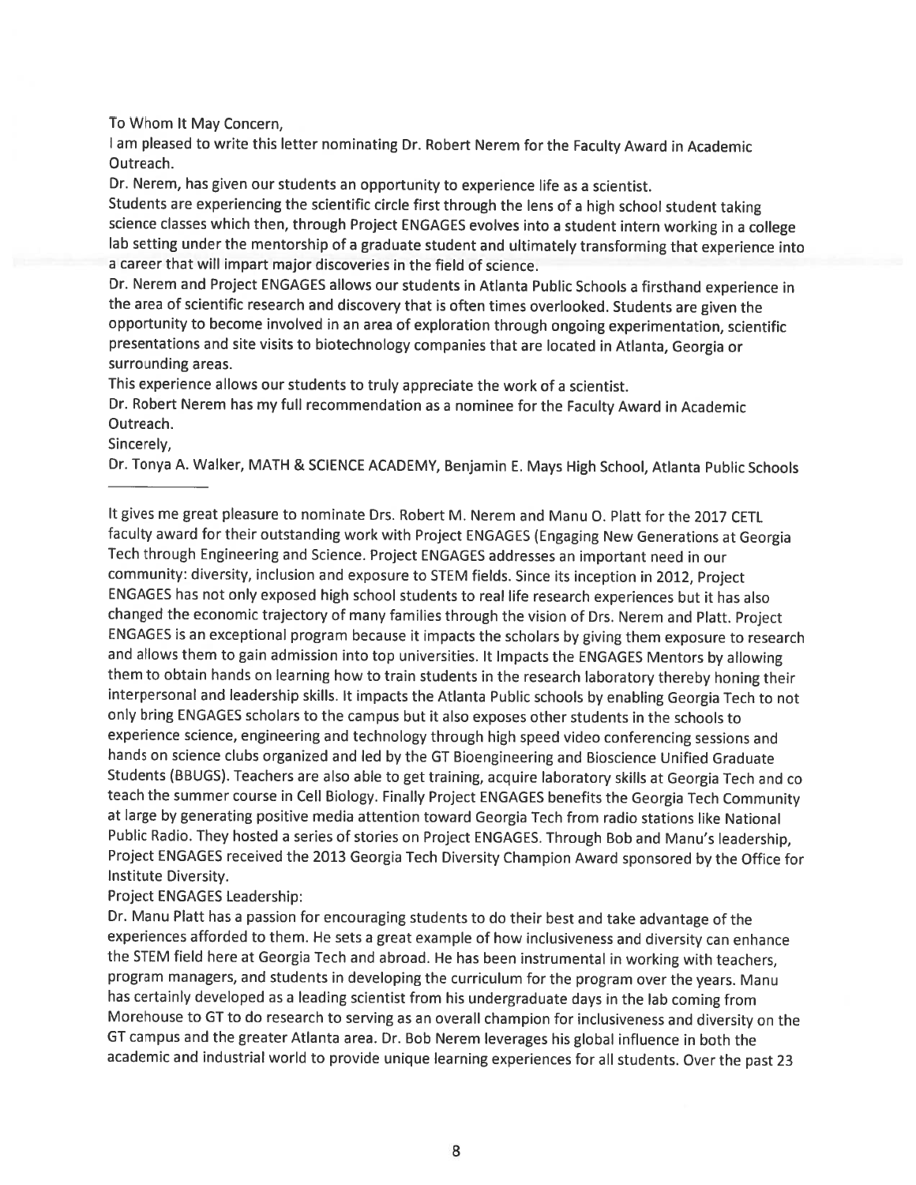To Whom It May Concern,

I am pleased to write this letter nominating Dr. Robert Nerem for the Faculty Award in Academic Outreach.

Dr. Nerem, has given our students an opportunity to experience life as a scientist.

Students are experiencing the scientific circle first through the lens of a high school student taking science classes which then, through Project ENGAGES evolves into a student intern working in a college lab setting under the mentorship of a graduate student and ultimately transforming that experience into a career that will impart major discoveries in the field of science.

Dr. Nerem and Project ENGAGES allows our students in Atlanta Public Schools a firsthand experience in the area of scientific research and discovery that is often times overlooked. Students are given the opportunity to become involved in an area of exploration through ongoing experimentation, scientific presentations and site visits to biotechnology companies that are located in Atlanta, Georgia or surrounding areas.

This experience allows our students to truly appreciate the work of a scientist.

Dr. Robert Nerem has my full recommendation as a nominee for the Faculty Award in Academic Outreach.

Sincerely,

Dr. Tonya A. Walker, MATH & SCIENCE ACADEMY, Benjamin E. Mays High School, Atlanta Public Schools

---

It gives me great pleasure to nominate Drs. Robert M. Nerem and Manu O. Platt for the 2017 CETL faculty award for their outstanding work with Project ENGAGES (Engaging New Generations at Georgia Tech through Engineering and Science. Project ENGAGES addresses an important need in our community: diversity, inclusion and exposure to STEM fields. Since its inception in 2012, Project ENGAGES has not only exposed high school students to real life research experiences but it has also changed the economic trajectory of many families through the vision of Drs. Nerem and Platt. Project ENGAGES is an exceptional program because it impacts the scholars by giving them exposure to research and allows them to gain admission into top universities. It Impacts the ENGAGES Mentors by allowing them to obtain hands on learning how to train students in the research laboratory thereby honing their interpersonal and leadership skills. It impacts the Atlanta Public schools by enabling Georgia Tech to not only bring ENGAGES scholars to the campus but it also exposes other students in the schools to experience science, engineering and technology through high speed video conferencing sessions and hands on science clubs organized and led by the GT Bioengineering and Bioscience Unified Graduate Students (BBUGS). Teachers are also able to get training, acquire laboratory skills at Georgia Tech and co teach the summer course in Cell Biology. Finally Project ENGAGES benefits the Georgia Tech Community at large by generating positive media attention toward Georgia Tech from radio stations like National Public Radio. They hosted a series of stories on Project ENGAGES. Through Bob and Manu's leadership, Project ENGAGES received the 2013 Georgia Tech Diversity Champion Award sponsored by the Office for Institute Diversity.

Project ENGAGES Leadership:

Dr. Manu Platt has a passion for encouraging students to do their best and take advantage of the experiences afforded to them. He sets a great example of how inclusiveness and diversity can enhance the STEM field here at Georgia Tech and abroad. He has been instrumental in working with teachers, program managers, and students in developing the curriculum for the program over the years. Manu has certainly developed as a leading scientist from his undergraduate days in the lab coming from Morehouse to GT to do research to serving as an overall champion for inclusiveness and diversity on the GT campus and the greater Atlanta area. Dr. Bob Nerem leverages his global influence in both the academic and industrial world to provide unique learning experiences for all students. Over the past 23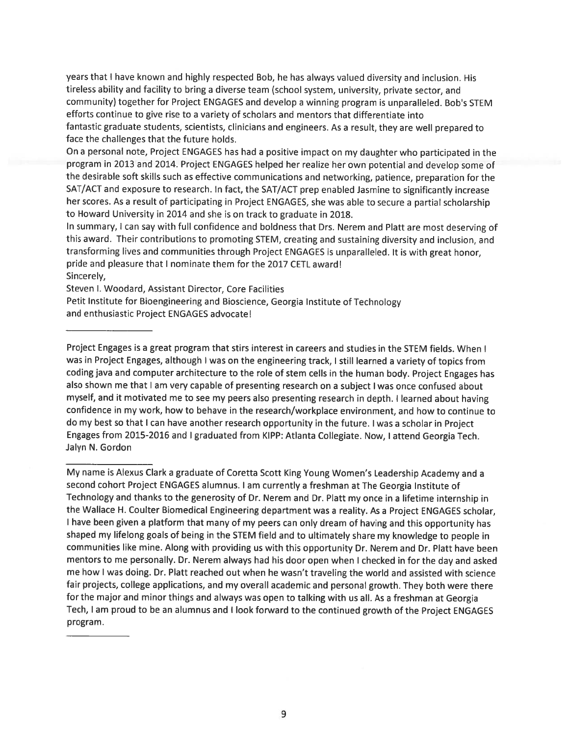years that I have known and highly respected Bob, he has always valued diversity and inclusion. His tireless ability and facility to bring a diverse team (school system, university, private sector, and community) together for Project ENGAGES and develop a winning program is unparalleled. Bob's STEM efforts continue to give rise to a variety of scholars and mentors that differentiate into fantastic graduate students, scientists, clinicians and engineers. As a result, they are well prepared to face the challenges that the future holds.

On a personal note, Project ENGAGES has had a positive impact on my daughter who participated in the program in 2013 and 2014. Project ENGAGES helped her realize her own potential and develop some of the desirable soft skills such as effective communications and networking, patience, preparation for the SAT/ACT and exposure to research. In fact, the SAT/ACT prep enabled Jasmine to significantly increase her scores. As a result of participating in Project ENGAGES, she was able to secure a partial scholarship to Howard University in 2014 and she is on track to graduate in 2018.

In summary, I can say with full confidence and boldness that Drs. Nerem and Platt are most deserving of this award. Their contributions to promoting STEM, creating and sustaining diversity and inclusion, and transforming lives and communities through Project ENGAGES is unparalleled. It is with great honor, pride and pleasure that I nominate them for the 2017 CETL award!

Sincerely,

Steven I. Woodard, Assistant Director, Core Facilities
Petit Institute for Bioengineering and Bioscience, Georgia Institute of Technology
and enthusiastic Project ENGAGES advocate!

---

Project Engages is a great program that stirs interest in careers and studies in the STEM fields. When I was in Project Engages, although I was on the engineering track, I still learned a variety of topics from coding java and computer architecture to the role of stem cells in the human body. Project Engages has also shown me that I am very capable of presenting research on a subject I was once confused about myself, and it motivated me to see my peers also presenting research in depth. I learned about having confidence in my work, how to behave in the research/workplace environment, and how to continue to do my best so that I can have another research opportunity in the future. I was a scholar in Project Engages from 2015-2016 and I graduated from KIPP: Atlanta Collegiate. Now, I attend Georgia Tech.
Jalyn N. Gordon

---

My name is Alexus Clark a graduate of Coretta Scott King Young Women's Leadership Academy and a second cohort Project ENGAGES alumnus. I am currently a freshman at The Georgia Institute of Technology and thanks to the generosity of Dr. Nerem and Dr. Platt my once in a lifetime internship in the Wallace H. Coulter Biomedical Engineering department was a reality. As a Project ENGAGES scholar, I have been given a platform that many of my peers can only dream of having and this opportunity has shaped my lifelong goals of being in the STEM field and to ultimately share my knowledge to people in communities like mine. Along with providing us with this opportunity Dr. Nerem and Dr. Platt have been mentors to me personally. Dr. Nerem always had his door open when I checked in for the day and asked me how I was doing. Dr. Platt reached out when he wasn't traveling the world and assisted with science fair projects, college applications, and my overall academic and personal growth. They both were there for the major and minor things and always was open to talking with us all. As a freshman at Georgia Tech, I am proud to be an alumnus and I look forward to the continued growth of the Project ENGAGES program.

---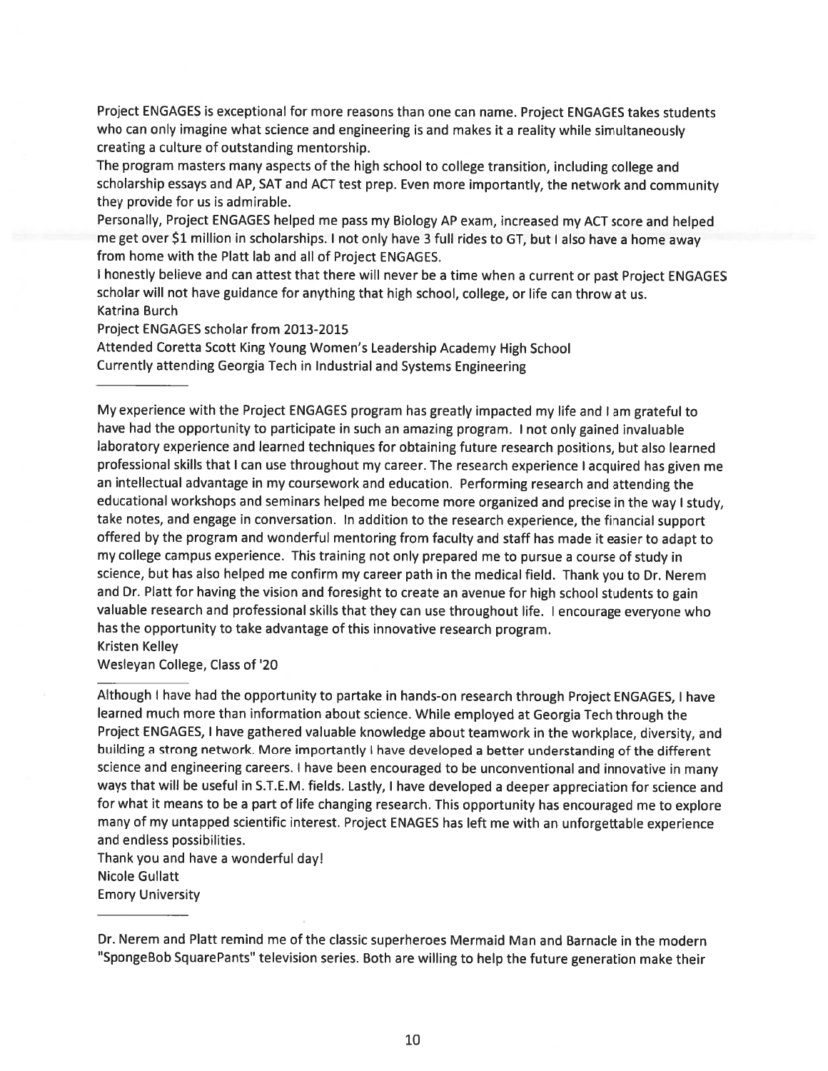Project ENGAGES is exceptional for more reasons than one can name. Project ENGAGES takes students who can only imagine what science and engineering is and makes it a reality while simultaneously creating a culture of outstanding mentorship.

The program masters many aspects of the high school to college transition, including college and scholarship essays and AP, SAT and ACT test prep. Even more importantly, the network and community they provide for us is admirable.

Personally, Project ENGAGES helped me pass my Biology AP exam, increased my ACT score and helped me get over $1 million in scholarships. I not only have 3 full rides to GT, but I also have a home away from home with the Platt lab and all of Project ENGAGES.

I honestly believe and can attest that there will never be a time when a current or past Project ENGAGES scholar will not have guidance for anything that high school, college, or life can throw at us.

Katrina Burch

Project ENGAGES scholar from 2013-2015

Attended Coretta Scott King Young Women's Leadership Academy High School

Currently attending Georgia Tech in Industrial and Systems Engineering

---

My experience with the Project ENGAGES program has greatly impacted my life and I am grateful to have had the opportunity to participate in such an amazing program. I not only gained invaluable laboratory experience and learned techniques for obtaining future research positions, but also learned professional skills that I can use throughout my career. The research experience I acquired has given me an intellectual advantage in my coursework and education. Performing research and attending the educational workshops and seminars helped me become more organized and precise in the way I study, take notes, and engage in conversation. In addition to the research experience, the financial support offered by the program and wonderful mentoring from faculty and staff has made it easier to adapt to my college campus experience. This training not only prepared me to pursue a course of study in science, but has also helped me confirm my career path in the medical field. Thank you to Dr. Nerem and Dr. Platt for having the vision and foresight to create an avenue for high school students to gain valuable research and professional skills that they can use throughout life. I encourage everyone who has the opportunity to take advantage of this innovative research program.

Kristen Kelley

Wesleyan College, Class of '20

---

Although I have had the opportunity to partake in hands-on research through Project ENGAGES, I have learned much more than information about science. While employed at Georgia Tech through the Project ENGAGES, I have gathered valuable knowledge about teamwork in the workplace, diversity, and building a strong network. More importantly I have developed a better understanding of the different science and engineering careers. I have been encouraged to be unconventional and innovative in many ways that will be useful in S.T.E.M. fields. Lastly, I have developed a deeper appreciation for science and for what it means to be a part of life changing research. This opportunity has encouraged me to explore many of my untapped scientific interest. Project ENAGES has left me with an unforgettable experience and endless possibilities.

Thank you and have a wonderful day!

Nicole Gullatt

Emory University

---

Dr. Nerem and Platt remind me of the classic superheroes Mermaid Man and Barnacle in the modern "SpongeBob SquarePants" television series. Both are willing to help the future generation make their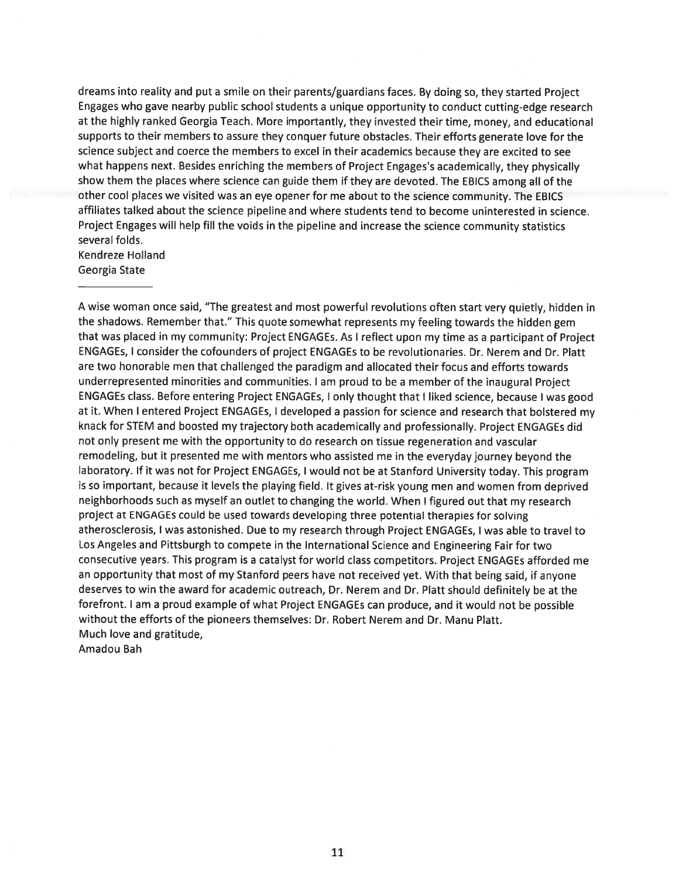dreams into reality and put a smile on their parents/guardians faces. By doing so, they started Project Engages who gave nearby public school students a unique opportunity to conduct cutting-edge research at the highly ranked Georgia Teach. More importantly, they invested their time, money, and educational supports to their members to assure they conquer future obstacles. Their efforts generate love for the science subject and coerce the members to excel in their academics because they are excited to see what happens next. Besides enriching the members of Project Engages's academically, they physically show them the places where science can guide them if they are devoted. The EBICS among all of the other cool places we visited was an eye opener for me about to the science community. The EBICS affiliates talked about the science pipeline and where students tend to become uninterested in science. Project Engages will help fill the voids in the pipeline and increase the science community statistics several folds.

Kendreze Holland
Georgia State

---

A wise woman once said, "The greatest and most powerful revolutions often start very quietly, hidden in the shadows. Remember that." This quote somewhat represents my feeling towards the hidden gem that was placed in my community: Project ENGAGEs. As I reflect upon my time as a participant of Project ENGAGEs, I consider the cofounders of project ENGAGEs to be revolutionaries. Dr. Nerem and Dr. Platt are two honorable men that challenged the paradigm and allocated their focus and efforts towards underrepresented minorities and communities. I am proud to be a member of the inaugural Project ENGAGEs class. Before entering Project ENGAGEs, I only thought that I liked science, because I was good at it. When I entered Project ENGAGEs, I developed a passion for science and research that bolstered my knack for STEM and boosted my trajectory both academically and professionally. Project ENGAGEs did not only present me with the opportunity to do research on tissue regeneration and vascular remodeling, but it presented me with mentors who assisted me in the everyday journey beyond the laboratory. If it was not for Project ENGAGEs, I would not be at Stanford University today. This program is so important, because it levels the playing field. It gives at-risk young men and women from deprived neighborhoods such as myself an outlet to changing the world. When I figured out that my research project at ENGAGEs could be used towards developing three potential therapies for solving atherosclerosis, I was astonished. Due to my research through Project ENGAGEs, I was able to travel to Los Angeles and Pittsburgh to compete in the International Science and Engineering Fair for two consecutive years. This program is a catalyst for world class competitors. Project ENGAGEs afforded me an opportunity that most of my Stanford peers have not received yet. With that being said, if anyone deserves to win the award for academic outreach, Dr. Nerem and Dr. Platt should definitely be at the forefront. I am a proud example of what Project ENGAGEs can produce, and it would not be possible without the efforts of the pioneers themselves: Dr. Robert Nerem and Dr. Manu Platt.

Much love and gratitude,
Amadou Bah